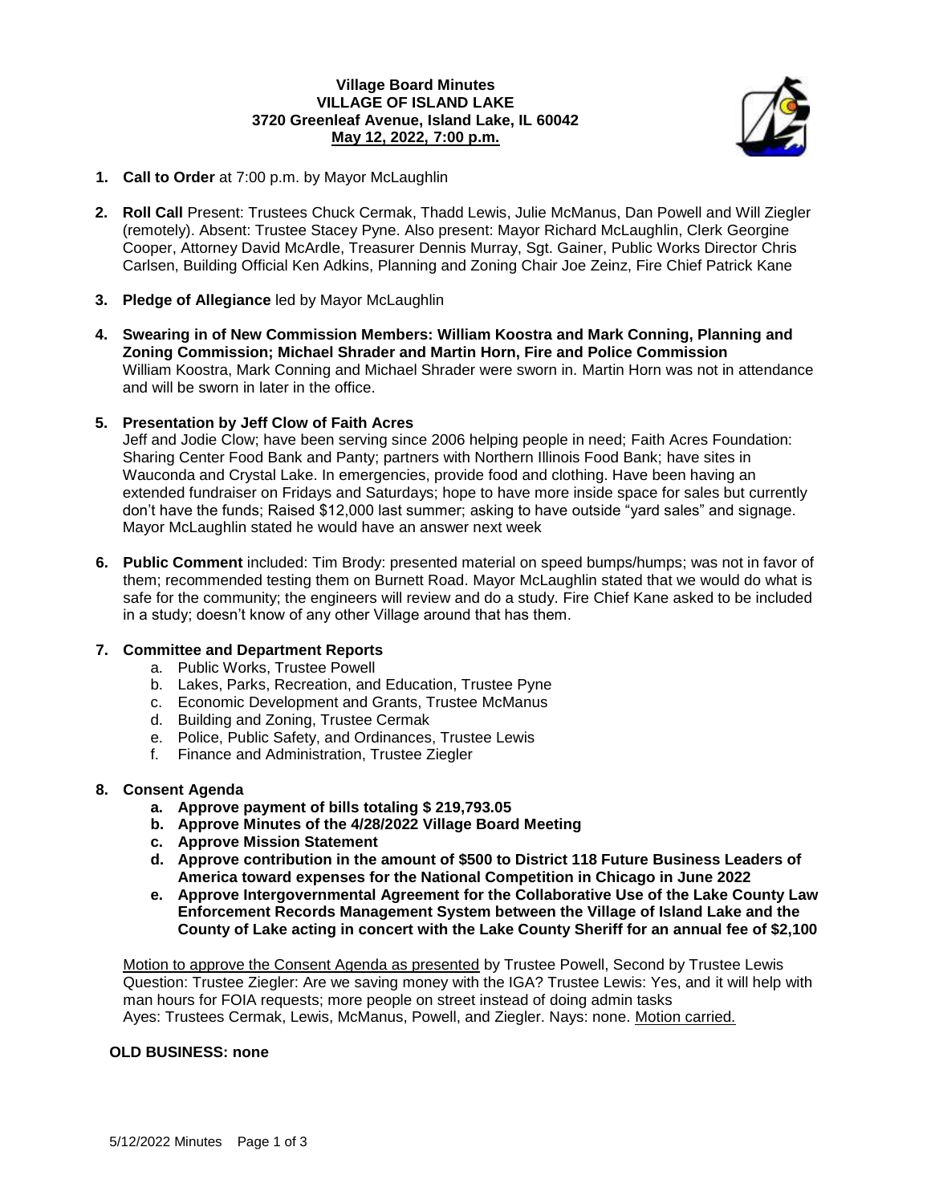**Village Board Minutes**
**VILLAGE OF ISLAND LAKE**
**3720 Greenleaf Avenue, Island Lake, IL 60042**
**May 12, 2022, 7:00 p.m.**

1. **Call to Order** at 7:00 p.m. by Mayor McLaughlin

2. **Roll Call** Present: Trustees Chuck Cermak, Thadd Lewis, Julie McManus, Dan Powell and Will Ziegler (remotely). Absent: Trustee Stacey Pyne. Also present: Mayor Richard McLaughlin, Clerk Georgine Cooper, Attorney David McArdle, Treasurer Dennis Murray, Sgt. Gainer, Public Works Director Chris Carlsen, Building Official Ken Adkins, Planning and Zoning Chair Joe Zeinz, Fire Chief Patrick Kane

3. **Pledge of Allegiance** led by Mayor McLaughlin

4. **Swearing in of New Commission Members: William Koostra and Mark Conning, Planning and Zoning Commission; Michael Shrader and Martin Horn, Fire and Police Commission**
William Koostra, Mark Conning and Michael Shrader were sworn in. Martin Horn was not in attendance and will be sworn in later in the office.

5. **Presentation by Jeff Clow of Faith Acres**
Jeff and Jodie Clow; have been serving since 2006 helping people in need; Faith Acres Foundation: Sharing Center Food Bank and Panty; partners with Northern Illinois Food Bank; have sites in Wauconda and Crystal Lake. In emergencies, provide food and clothing. Have been having an extended fundraiser on Fridays and Saturdays; hope to have more inside space for sales but currently don't have the funds; Raised $12,000 last summer; asking to have outside "yard sales" and signage. Mayor McLaughlin stated he would have an answer next week

6. **Public Comment** included: Tim Brody: presented material on speed bumps/humps; was not in favor of them; recommended testing them on Burnett Road. Mayor McLaughlin stated that we would do what is safe for the community; the engineers will review and do a study. Fire Chief Kane asked to be included in a study; doesn't know of any other Village around that has them.

7. **Committee and Department Reports**
   a. Public Works, Trustee Powell
   b. Lakes, Parks, Recreation, and Education, Trustee Pyne
   c. Economic Development and Grants, Trustee McManus
   d. Building and Zoning, Trustee Cermak
   e. Police, Public Safety, and Ordinances, Trustee Lewis
   f. Finance and Administration, Trustee Ziegler

8. **Consent Agenda**
   a. **Approve payment of bills totaling $ 219,793.05**
   b. **Approve Minutes of the 4/28/2022 Village Board Meeting**
   c. **Approve Mission Statement**
   d. **Approve contribution in the amount of $500 to District 118 Future Business Leaders of America toward expenses for the National Competition in Chicago in June 2022**
   e. **Approve Intergovernmental Agreement for the Collaborative Use of the Lake County Law Enforcement Records Management System between the Village of Island Lake and the County of Lake acting in concert with the Lake County Sheriff for an annual fee of $2,100**

Motion to approve the Consent Agenda as presented by Trustee Powell, Second by Trustee Lewis
Question: Trustee Ziegler: Are we saving money with the IGA? Trustee Lewis: Yes, and it will help with man hours for FOIA requests; more people on street instead of doing admin tasks
Ayes: Trustees Cermak, Lewis, McManus, Powell, and Ziegler. Nays: none. Motion carried.

**OLD BUSINESS: none**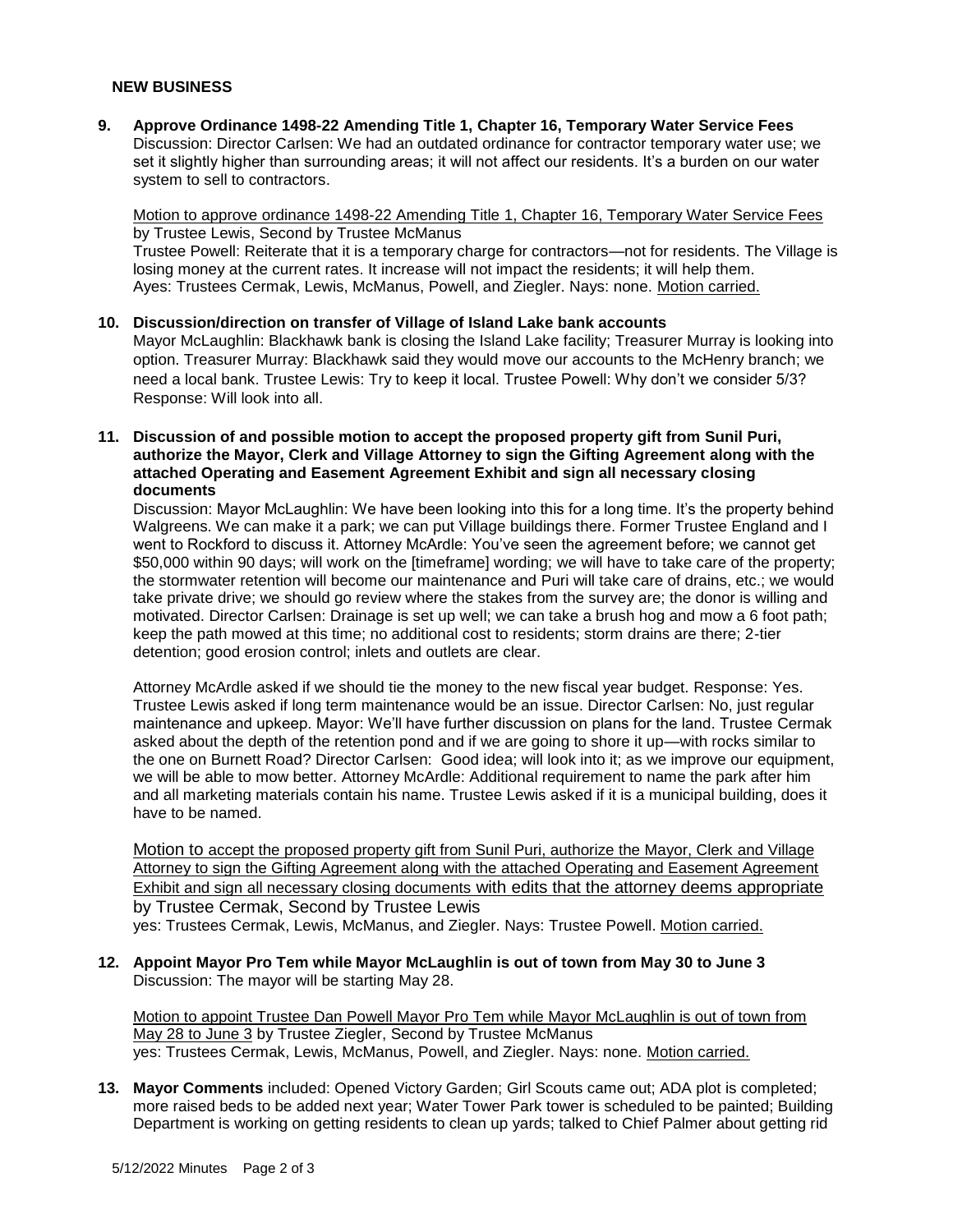## NEW BUSINESS

**9. Approve Ordinance 1498-22 Amending Title 1, Chapter 16, Temporary Water Service Fees**
Discussion: Director Carlsen: We had an outdated ordinance for contractor temporary water use; we set it slightly higher than surrounding areas; it will not affect our residents. It's a burden on our water system to sell to contractors.

Motion to approve ordinance 1498-22 Amending Title 1, Chapter 16, Temporary Water Service Fees by Trustee Lewis, Second by Trustee McManus
Trustee Powell: Reiterate that it is a temporary charge for contractors—not for residents. The Village is losing money at the current rates. It increase will not impact the residents; it will help them.
Ayes: Trustees Cermak, Lewis, McManus, Powell, and Ziegler. Nays: none. Motion carried.

**10. Discussion/direction on transfer of Village of Island Lake bank accounts**
Mayor McLaughlin: Blackhawk bank is closing the Island Lake facility; Treasurer Murray is looking into option. Treasurer Murray: Blackhawk said they would move our accounts to the McHenry branch; we need a local bank. Trustee Lewis: Try to keep it local. Trustee Powell: Why don't we consider 5/3? Response: Will look into all.

**11. Discussion of and possible motion to accept the proposed property gift from Sunil Puri, authorize the Mayor, Clerk and Village Attorney to sign the Gifting Agreement along with the attached Operating and Easement Agreement Exhibit and sign all necessary closing documents**
Discussion: Mayor McLaughlin: We have been looking into this for a long time. It's the property behind Walgreens. We can make it a park; we can put Village buildings there. Former Trustee England and I went to Rockford to discuss it. Attorney McArdle: You've seen the agreement before; we cannot get $50,000 within 90 days; will work on the [timeframe] wording; we will have to take care of the property; the stormwater retention will become our maintenance and Puri will take care of drains, etc.; we would take private drive; we should go review where the stakes from the survey are; the donor is willing and motivated. Director Carlsen: Drainage is set up well; we can take a brush hog and mow a 6 foot path; keep the path mowed at this time; no additional cost to residents; storm drains are there; 2-tier detention; good erosion control; inlets and outlets are clear.

Attorney McArdle asked if we should tie the money to the new fiscal year budget. Response: Yes. Trustee Lewis asked if long term maintenance would be an issue. Director Carlsen: No, just regular maintenance and upkeep. Mayor: We'll have further discussion on plans for the land. Trustee Cermak asked about the depth of the retention pond and if we are going to shore it up—with rocks similar to the one on Burnett Road? Director Carlsen: Good idea; will look into it; as we improve our equipment, we will be able to mow better. Attorney McArdle: Additional requirement to name the park after him and all marketing materials contain his name. Trustee Lewis asked if it is a municipal building, does it have to be named.

Motion to accept the proposed property gift from Sunil Puri, authorize the Mayor, Clerk and Village Attorney to sign the Gifting Agreement along with the attached Operating and Easement Agreement Exhibit and sign all necessary closing documents with edits that the attorney deems appropriate by Trustee Cermak, Second by Trustee Lewis
yes: Trustees Cermak, Lewis, McManus, and Ziegler. Nays: Trustee Powell. Motion carried.

**12. Appoint Mayor Pro Tem while Mayor McLaughlin is out of town from May 30 to June 3**
Discussion: The mayor will be starting May 28.

Motion to appoint Trustee Dan Powell Mayor Pro Tem while Mayor McLaughlin is out of town from May 28 to June 3 by Trustee Ziegler, Second by Trustee McManus
yes: Trustees Cermak, Lewis, McManus, Powell, and Ziegler. Nays: none. Motion carried.

**13. Mayor Comments** included: Opened Victory Garden; Girl Scouts came out; ADA plot is completed; more raised beds to be added next year; Water Tower Park tower is scheduled to be painted; Building Department is working on getting residents to clean up yards; talked to Chief Palmer about getting rid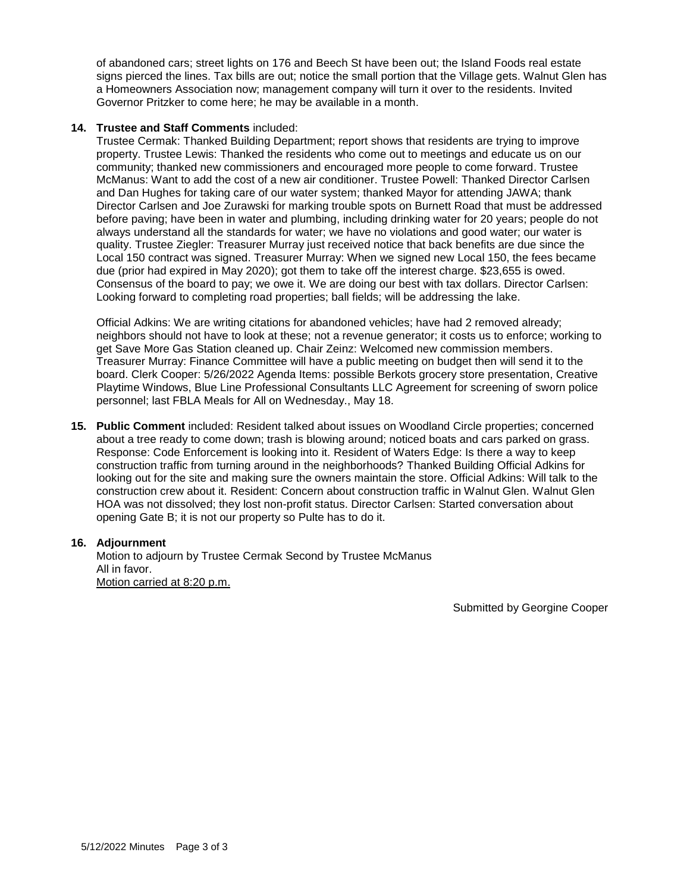of abandoned cars; street lights on 176 and Beech St have been out; the Island Foods real estate signs pierced the lines. Tax bills are out; notice the small portion that the Village gets. Walnut Glen has a Homeowners Association now; management company will turn it over to the residents. Invited Governor Pritzker to come here; he may be available in a month.

**14. Trustee and Staff Comments** included:

Trustee Cermak: Thanked Building Department; report shows that residents are trying to improve property. Trustee Lewis: Thanked the residents who come out to meetings and educate us on our community; thanked new commissioners and encouraged more people to come forward. Trustee McManus: Want to add the cost of a new air conditioner. Trustee Powell: Thanked Director Carlsen and Dan Hughes for taking care of our water system; thanked Mayor for attending JAWA; thank Director Carlsen and Joe Zurawski for marking trouble spots on Burnett Road that must be addressed before paving; have been in water and plumbing, including drinking water for 20 years; people do not always understand all the standards for water; we have no violations and good water; our water is quality. Trustee Ziegler: Treasurer Murray just received notice that back benefits are due since the Local 150 contract was signed. Treasurer Murray: When we signed new Local 150, the fees became due (prior had expired in May 2020); got them to take off the interest charge. $23,655 is owed. Consensus of the board to pay; we owe it. We are doing our best with tax dollars. Director Carlsen: Looking forward to completing road properties; ball fields; will be addressing the lake.

Official Adkins: We are writing citations for abandoned vehicles; have had 2 removed already; neighbors should not have to look at these; not a revenue generator; it costs us to enforce; working to get Save More Gas Station cleaned up. Chair Zeinz: Welcomed new commission members. Treasurer Murray: Finance Committee will have a public meeting on budget then will send it to the board. Clerk Cooper: 5/26/2022 Agenda Items: possible Berkots grocery store presentation, Creative Playtime Windows, Blue Line Professional Consultants LLC Agreement for screening of sworn police personnel; last FBLA Meals for All on Wednesday., May 18.

**15. Public Comment** included: Resident talked about issues on Woodland Circle properties; concerned about a tree ready to come down; trash is blowing around; noticed boats and cars parked on grass. Response: Code Enforcement is looking into it. Resident of Waters Edge: Is there a way to keep construction traffic from turning around in the neighborhoods? Thanked Building Official Adkins for looking out for the site and making sure the owners maintain the store. Official Adkins: Will talk to the construction crew about it. Resident: Concern about construction traffic in Walnut Glen. Walnut Glen HOA was not dissolved; they lost non-profit status. Director Carlsen: Started conversation about opening Gate B; it is not our property so Pulte has to do it.

**16. Adjournment**

Motion to adjourn by Trustee Cermak Second by Trustee McManus
All in favor.
Motion carried at 8:20 p.m.

Submitted by Georgine Cooper